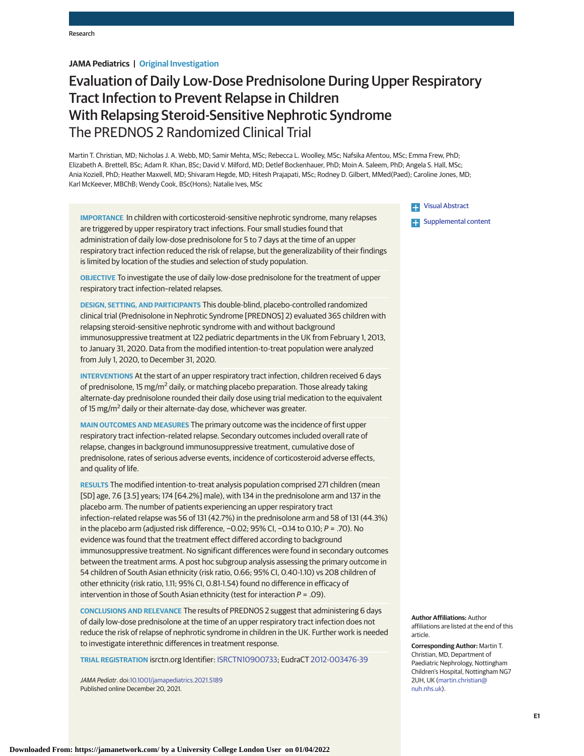Research

**JAMA Pediatrics | Original Investigation**

# Evaluation of Daily Low-Dose Prednisolone During Upper Respiratory Tract Infection to Prevent Relapse in Children With Relapsing Steroid-Sensitive Nephrotic Syndrome

## The PREDNOS 2 Randomized Clinical Trial

Martin T. Christian, MD; Nicholas J. A. Webb, MD; Samir Mehta, MSc; Rebecca L. Woolley, MSc; Nafsika Afentou, MSc; Emma Frew, PhD; Elizabeth A. Brettell, BSc; Adam R. Khan, BSc; David V. Milford, MD; Detlef Bockenhauer, PhD; Moin A. Saleem, PhD; Angela S. Hall, MSc; Ania Koziell, PhD; Heather Maxwell, MD; Shivaram Hegde, MD; Hitesh Prajapati, MSc; Rodney D. Gilbert, MMed(Paed); Caroline Jones, MD; Karl McKeever, MBChB; Wendy Cook, BSc(Hons); Natalie Ives, MSc

Visual Abstract

Supplemental content

**IMPORTANCE** In children with corticosteroid-sensitive nephrotic syndrome, many relapses are triggered by upper respiratory tract infections. Four small studies found that administration of daily low-dose prednisolone for 5 to 7 days at the time of an upper respiratory tract infection reduced the risk of relapse, but the generalizability of their findings is limited by location of the studies and selection of study population.

**OBJECTIVE** To investigate the use of daily low-dose prednisolone for the treatment of upper respiratory tract infection–related relapses.

**DESIGN, SETTING, AND PARTICIPANTS** This double-blind, placebo-controlled randomized clinical trial (Prednisolone in Nephrotic Syndrome [PREDNOS] 2) evaluated 365 children with relapsing steroid-sensitive nephrotic syndrome with and without background immunosuppressive treatment at 122 pediatric departments in the UK from February 1, 2013, to January 31, 2020. Data from the modified intention-to-treat population were analyzed from July 1, 2020, to December 31, 2020.

**INTERVENTIONS** At the start of an upper respiratory tract infection, children received 6 days of prednisolone, 15 mg/m$^2$ daily, or matching placebo preparation. Those already taking alternate-day prednisolone rounded their daily dose using trial medication to the equivalent of 15 mg/m$^2$ daily or their alternate-day dose, whichever was greater.

**MAIN OUTCOMES AND MEASURES** The primary outcome was the incidence of first upper respiratory tract infection–related relapse. Secondary outcomes included overall rate of relapse, changes in background immunosuppressive treatment, cumulative dose of prednisolone, rates of serious adverse events, incidence of corticosteroid adverse effects, and quality of life.

**RESULTS** The modified intention-to-treat analysis population comprised 271 children (mean [SD] age, 7.6 [3.5] years; 174 [64.2%] male), with 134 in the prednisolone arm and 137 in the placebo arm. The number of patients experiencing an upper respiratory tract infection–related relapse was 56 of 131 (42.7%) in the prednisolone arm and 58 of 131 (44.3%) in the placebo arm (adjusted risk difference, −0.02; 95% CI, −0.14 to 0.10; *P* = .70). No evidence was found that the treatment effect differed according to background immunosuppressive treatment. No significant differences were found in secondary outcomes between the treatment arms. A post hoc subgroup analysis assessing the primary outcome in 54 children of South Asian ethnicity (risk ratio, 0.66; 95% CI, 0.40-1.10) vs 208 children of other ethnicity (risk ratio, 1.11; 95% CI, 0.81-1.54) found no difference in efficacy of intervention in those of South Asian ethnicity (test for interaction *P* = .09).

**CONCLUSIONS AND RELEVANCE** The results of PREDNOS 2 suggest that administering 6 days of daily low-dose prednisolone at the time of an upper respiratory tract infection does not reduce the risk of relapse of nephrotic syndrome in children in the UK. Further work is needed to investigate interethnic differences in treatment response.

**TRIAL REGISTRATION** isrctn.org Identifier: ISRCTN10900733; EudraCT 2012-003476-39

*JAMA Pediatr*. doi:10.1001/jamapediatrics.2021.5189
Published online December 20, 2021.

**Author Affiliations:** Author affiliations are listed at the end of this article.

**Corresponding Author:** Martin T. Christian, MD, Department of Paediatric Nephrology, Nottingham Children's Hospital, Nottingham NG7 2UH, UK (martin.christian@nuh.nhs.uk).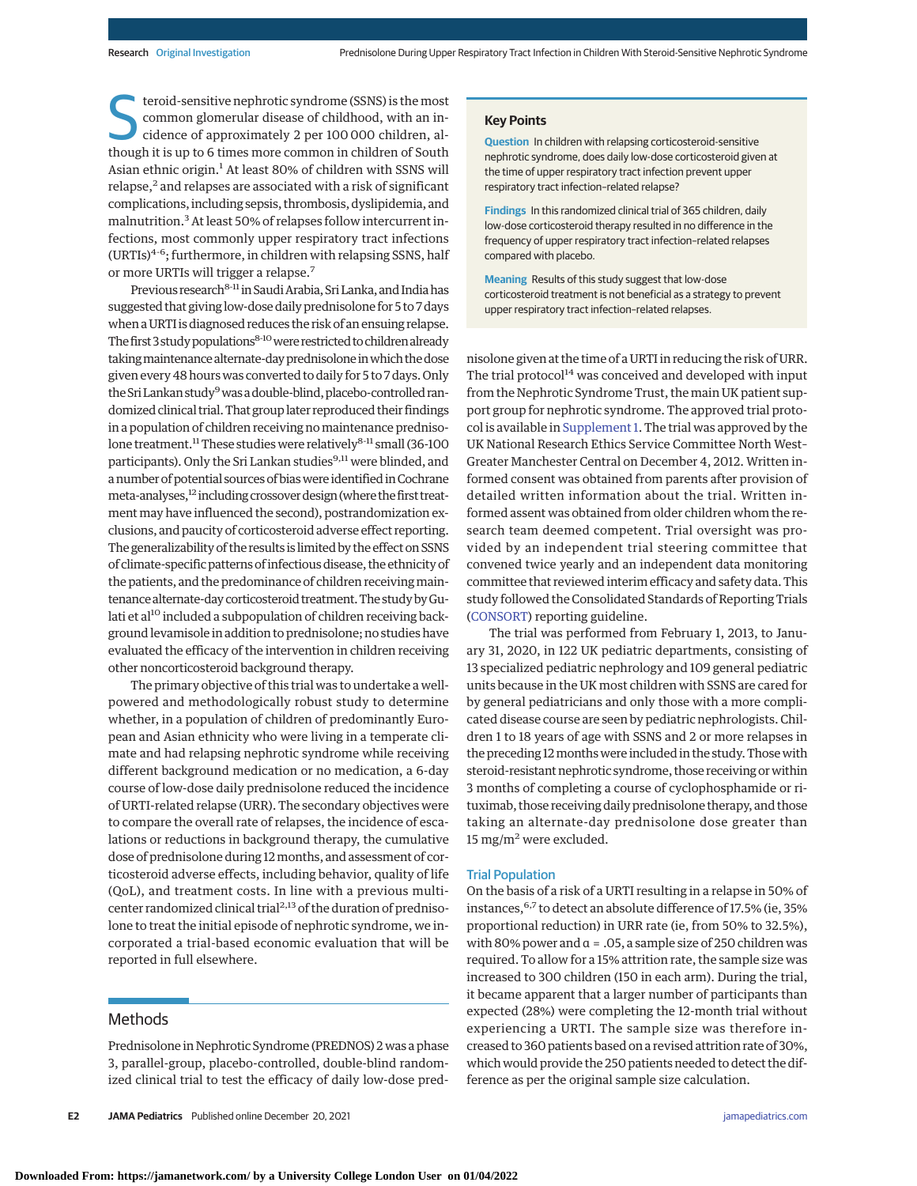Steroid-sensitive nephrotic syndrome (SSNS) is the most common glomerular disease of childhood, with an incidence of approximately 2 per 100 000 children, although it is up to 6 times more common in children of South Asian ethnic origin.[1] At least 80% of children with SSNS will relapse,[2] and relapses are associated with a risk of significant complications, including sepsis, thrombosis, dyslipidemia, and malnutrition.[3] At least 50% of relapses follow intercurrent infections, most commonly upper respiratory tract infections (URTIs)[4-6]; furthermore, in children with relapsing SSNS, half or more URTIs will trigger a relapse.[7]

Previous research[8-11] in Saudi Arabia, Sri Lanka, and India has suggested that giving low-dose daily prednisolone for 5 to 7 days when a URTI is diagnosed reduces the risk of an ensuing relapse. The first 3 study populations[8-10] were restricted to children already taking maintenance alternate-day prednisolone in which the dose given every 48 hours was converted to daily for 5 to 7 days. Only the Sri Lankan study[9] was a double-blind, placebo-controlled randomized clinical trial. That group later reproduced their findings in a population of children receiving no maintenance prednisolone treatment.[11] These studies were relatively[8-11] small (36-100 participants). Only the Sri Lankan studies[9,11] were blinded, and a number of potential sources of bias were identified in Cochrane meta-analyses,[12] including crossover design (where the first treatment may have influenced the second), postrandomization exclusions, and paucity of corticosteroid adverse effect reporting. The generalizability of the results is limited by the effect on SSNS of climate-specific patterns of infectious disease, the ethnicity of the patients, and the predominance of children receiving maintenance alternate-day corticosteroid treatment. The study by Gulati et al[10] included a subpopulation of children receiving background levamisole in addition to prednisolone; no studies have evaluated the efficacy of the intervention in children receiving other noncorticosteroid background therapy.

The primary objective of this trial was to undertake a well-powered and methodologically robust study to determine whether, in a population of children of predominantly European and Asian ethnicity who were living in a temperate climate and had relapsing nephrotic syndrome while receiving different background medication or no medication, a 6-day course of low-dose daily prednisolone reduced the incidence of URTI-related relapse (URR). The secondary objectives were to compare the overall rate of relapses, the incidence of escalations or reductions in background therapy, the cumulative dose of prednisolone during 12 months, and assessment of corticosteroid adverse effects, including behavior, quality of life (QoL), and treatment costs. In line with a previous multicenter randomized clinical trial[2,13] of the duration of prednisolone to treat the initial episode of nephrotic syndrome, we incorporated a trial-based economic evaluation that will be reported in full elsewhere.

**Key Points**

**Question** In children with relapsing corticosteroid-sensitive nephrotic syndrome, does daily low-dose corticosteroid given at the time of upper respiratory tract infection prevent upper respiratory tract infection–related relapse?

**Findings** In this randomized clinical trial of 365 children, daily low-dose corticosteroid therapy resulted in no difference in the frequency of upper respiratory tract infection–related relapses compared with placebo.

**Meaning** Results of this study suggest that low-dose corticosteroid treatment is not beneficial as a strategy to prevent upper respiratory tract infection–related relapses.

## Methods

Prednisolone in Nephrotic Syndrome (PREDNOS) 2 was a phase 3, parallel-group, placebo-controlled, double-blind randomized clinical trial to test the efficacy of daily low-dose prednisolone given at the time of a URTI in reducing the risk of URR. The trial protocol[14] was conceived and developed with input from the Nephrotic Syndrome Trust, the main UK patient support group for nephrotic syndrome. The approved trial protocol is available in Supplement 1. The trial was approved by the UK National Research Ethics Service Committee North West-Greater Manchester Central on December 4, 2012. Written informed consent was obtained from parents after provision of detailed written information about the trial. Written informed assent was obtained from older children whom the research team deemed competent. Trial oversight was provided by an independent trial steering committee that convened twice yearly and an independent data monitoring committee that reviewed interim efficacy and safety data. This study followed the Consolidated Standards of Reporting Trials (CONSORT) reporting guideline.

The trial was performed from February 1, 2013, to January 31, 2020, in 122 UK pediatric departments, consisting of 13 specialized pediatric nephrology and 109 general pediatric units because in the UK most children with SSNS are cared for by general pediatricians and only those with a more complicated disease course are seen by pediatric nephrologists. Children 1 to 18 years of age with SSNS and 2 or more relapses in the preceding 12 months were included in the study. Those with steroid-resistant nephrotic syndrome, those receiving or within 3 months of completing a course of cyclophosphamide or rituximab, those receiving daily prednisolone therapy, and those taking an alternate-day prednisolone dose greater than 15 mg/m$^2$ were excluded.

### Trial Population

On the basis of a risk of a URTI resulting in a relapse in 50% of instances,[6,7] to detect an absolute difference of 17.5% (ie, 35% proportional reduction) in URR rate (ie, from 50% to 32.5%), with 80% power and α = .05, a sample size of 250 children was required. To allow for a 15% attrition rate, the sample size was increased to 300 children (150 in each arm). During the trial, it became apparent that a larger number of participants than expected (28%) were completing the 12-month trial without experiencing a URTI. The sample size was therefore increased to 360 patients based on a revised attrition rate of 30%, which would provide the 250 patients needed to detect the difference as per the original sample size calculation.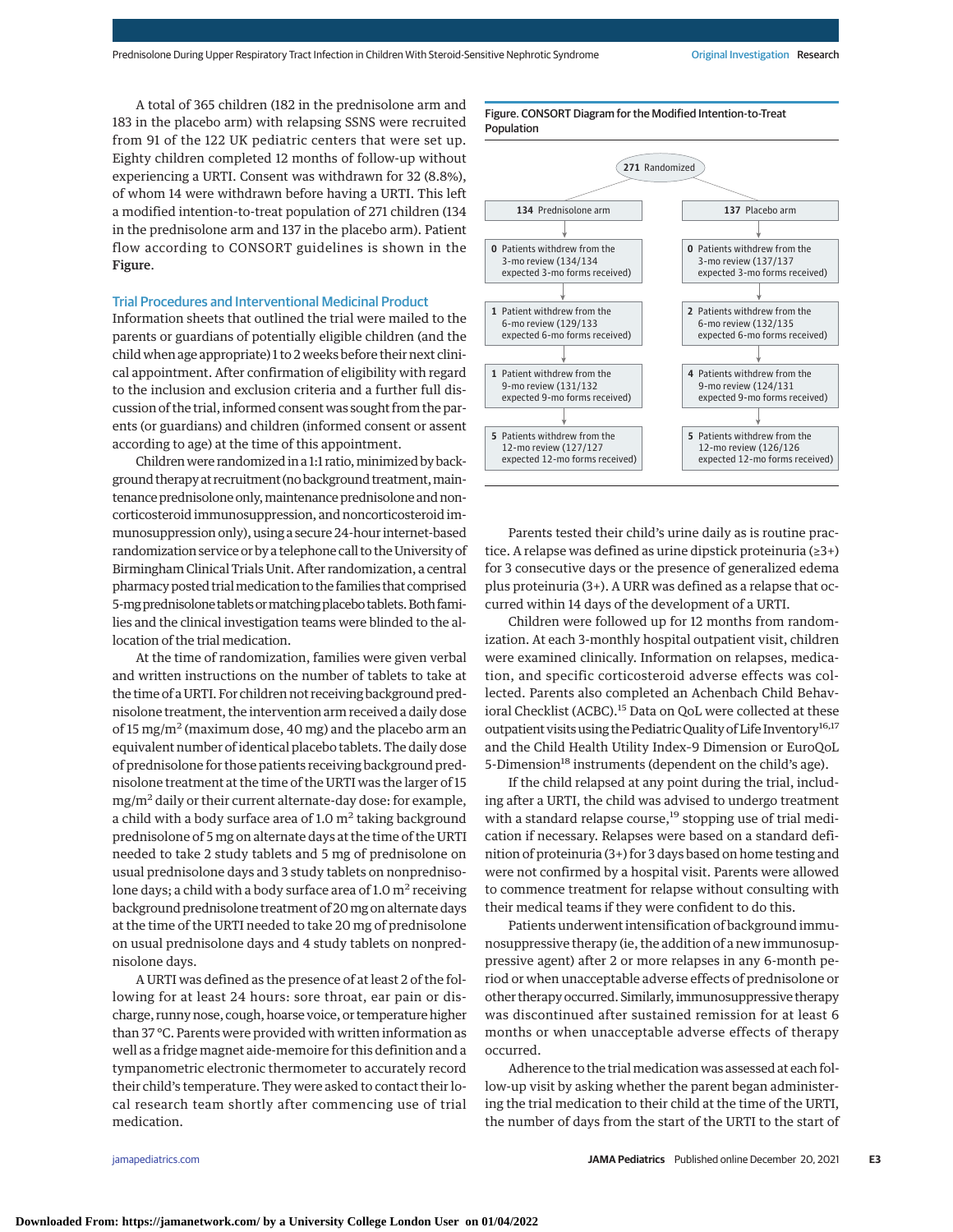A total of 365 children (182 in the prednisolone arm and 183 in the placebo arm) with relapsing SSNS were recruited from 91 of the 122 UK pediatric centers that were set up. Eighty children completed 12 months of follow-up without experiencing a URTI. Consent was withdrawn for 32 (8.8%), of whom 14 were withdrawn before having a URTI. This left a modified intention-to-treat population of 271 children (134 in the prednisolone arm and 137 in the placebo arm). Patient flow according to CONSORT guidelines is shown in the **Figure**.

Figure. CONSORT Diagram for the Modified Intention-to-Treat Population

271 Randomized

| 134 Prednisolone arm | 137 Placebo arm |
| --- | --- |
| **0** Patients withdrew from the 3-mo review (134/134 expected 3-mo forms received) | **0** Patients withdrew from the 3-mo review (137/137 expected 3-mo forms received) |
| **1** Patient withdrew from the 6-mo review (129/133 expected 6-mo forms received) | **2** Patients withdrew from the 6-mo review (132/135 expected 6-mo forms received) |
| **1** Patient withdrew from the 9-mo review (131/132 expected 9-mo forms received) | **4** Patients withdrew from the 9-mo review (124/131 expected 9-mo forms received) |
| **5** Patients withdrew from the 12-mo review (127/127 expected 12-mo forms received) | **5** Patients withdrew from the 12-mo review (126/126 expected 12-mo forms received) |

## Trial Procedures and Interventional Medicinal Product

Information sheets that outlined the trial were mailed to the parents or guardians of potentially eligible children (and the child when age appropriate) 1 to 2 weeks before their next clinical appointment. After confirmation of eligibility with regard to the inclusion and exclusion criteria and a further full discussion of the trial, informed consent was sought from the parents (or guardians) and children (informed consent or assent according to age) at the time of this appointment.

Children were randomized in a 1:1 ratio, minimized by background therapy at recruitment (no background treatment, maintenance prednisolone only, maintenance prednisolone and noncorticosteroid immunosuppression, and noncorticosteroid immunosuppression only), using a secure 24-hour internet-based randomization service or by a telephone call to the University of Birmingham Clinical Trials Unit. After randomization, a central pharmacy posted trial medication to the families that comprised 5-mg prednisolone tablets or matching placebo tablets. Both families and the clinical investigation teams were blinded to the allocation of the trial medication.

At the time of randomization, families were given verbal and written instructions on the number of tablets to take at the time of a URTI. For children not receiving background prednisolone treatment, the intervention arm received a daily dose of 15 mg/m$^2$ (maximum dose, 40 mg) and the placebo arm an equivalent number of identical placebo tablets. The daily dose of prednisolone for those patients receiving background prednisolone treatment at the time of the URTI was the larger of 15 mg/m$^2$ daily or their current alternate-day dose: for example, a child with a body surface area of 1.0 m$^2$ taking background prednisolone of 5 mg on alternate days at the time of the URTI needed to take 2 study tablets and 5 mg of prednisolone on usual prednisolone days and 3 study tablets on nonprednisolone days; a child with a body surface area of 1.0 m$^2$ receiving background prednisolone treatment of 20 mg on alternate days at the time of the URTI needed to take 20 mg of prednisolone on usual prednisolone days and 4 study tablets on nonprednisolone days.

A URTI was defined as the presence of at least 2 of the following for at least 24 hours: sore throat, ear pain or discharge, runny nose, cough, hoarse voice, or temperature higher than 37 °C. Parents were provided with written information as well as a fridge magnet aide-memoire for this definition and a tympanometric electronic thermometer to accurately record their child's temperature. They were asked to contact their local research team shortly after commencing use of trial medication.

Parents tested their child's urine daily as is routine practice. A relapse was defined as urine dipstick proteinuria (≥3+) for 3 consecutive days or the presence of generalized edema plus proteinuria (3+). A URR was defined as a relapse that occurred within 14 days of the development of a URTI.

Children were followed up for 12 months from randomization. At each 3-monthly hospital outpatient visit, children were examined clinically. Information on relapses, medication, and specific corticosteroid adverse effects was collected. Parents also completed an Achenbach Child Behavioral Checklist (ACBC).[15] Data on QoL were collected at these outpatient visits using the Pediatric Quality of Life Inventory[16,17] and the Child Health Utility Index–9 Dimension or EuroQoL 5-Dimension[18] instruments (dependent on the child's age).

If the child relapsed at any point during the trial, including after a URTI, the child was advised to undergo treatment with a standard relapse course,[19] stopping use of trial medication if necessary. Relapses were based on a standard definition of proteinuria (3+) for 3 days based on home testing and were not confirmed by a hospital visit. Parents were allowed to commence treatment for relapse without consulting with their medical teams if they were confident to do this.

Patients underwent intensification of background immunosuppressive therapy (ie, the addition of a new immunosuppressive agent) after 2 or more relapses in any 6-month period or when unacceptable adverse effects of prednisolone or other therapy occurred. Similarly, immunosuppressive therapy was discontinued after sustained remission for at least 6 months or when unacceptable adverse effects of therapy occurred.

Adherence to the trial medication was assessed at each follow-up visit by asking whether the parent began administering the trial medication to their child at the time of the URTI, the number of days from the start of the URTI to the start of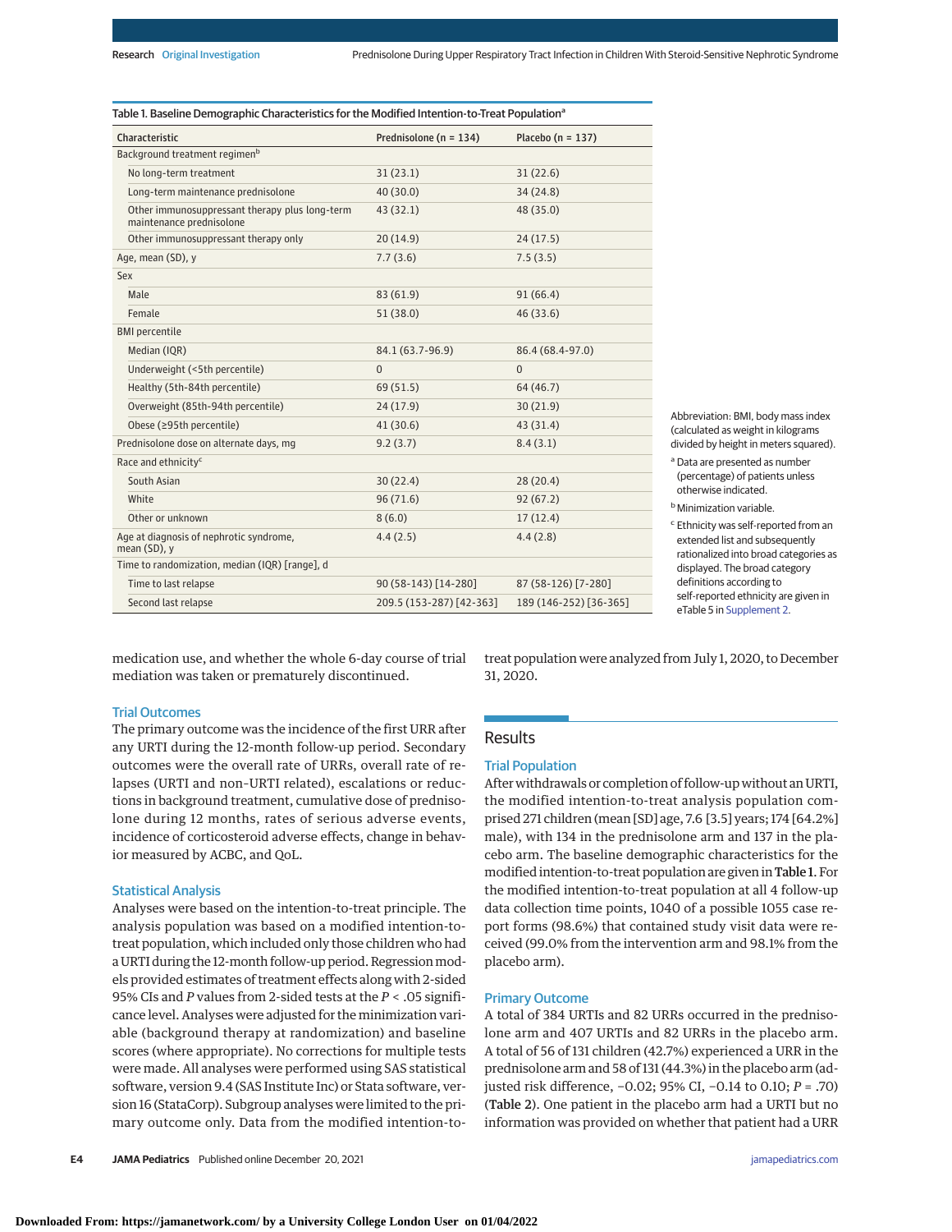Table 1. Baseline Demographic Characteristics for the Modified Intention-to-Treat Population[a]

| Characteristic | Prednisolone (n = 134) | Placebo (n = 137) |
|---|---|---|
| Background treatment regimen[b] | | |
| No long-term treatment | 31 (23.1) | 31 (22.6) |
| Long-term maintenance prednisolone | 40 (30.0) | 34 (24.8) |
| Other immunosuppressant therapy plus long-term maintenance prednisolone | 43 (32.1) | 48 (35.0) |
| Other immunosuppressant therapy only | 20 (14.9) | 24 (17.5) |
| Age, mean (SD), y | 7.7 (3.6) | 7.5 (3.5) |
| Sex | | |
| Male | 83 (61.9) | 91 (66.4) |
| Female | 51 (38.0) | 46 (33.6) |
| BMI percentile | | |
| Median (IQR) | 84.1 (63.7-96.9) | 86.4 (68.4-97.0) |
| Underweight (<5th percentile) | 0 | 0 |
| Healthy (5th-84th percentile) | 69 (51.5) | 64 (46.7) |
| Overweight (85th-94th percentile) | 24 (17.9) | 30 (21.9) |
| Obese (≥95th percentile) | 41 (30.6) | 43 (31.4) |
| Prednisolone dose on alternate days, mg | 9.2 (3.7) | 8.4 (3.1) |
| Race and ethnicity[c] | | |
| South Asian | 30 (22.4) | 28 (20.4) |
| White | 96 (71.6) | 92 (67.2) |
| Other or unknown | 8 (6.0) | 17 (12.4) |
| Age at diagnosis of nephrotic syndrome, mean (SD), y | 4.4 (2.5) | 4.4 (2.8) |
| Time to randomization, median (IQR) [range], d | | |
| Time to last relapse | 90 (58-143) [14-280] | 87 (58-126) [7-280] |
| Second last relapse | 209.5 (153-287) [42-363] | 189 (146-252) [36-365] |

Abbreviation: BMI, body mass index (calculated as weight in kilograms divided by height in meters squared).

[a] Data are presented as number (percentage) of patients unless otherwise indicated.

[b] Minimization variable.

[c] Ethnicity was self-reported from an extended list and subsequently rationalized into broad categories as displayed. The broad category definitions according to self-reported ethnicity are given in eTable 5 in Supplement 2.

medication use, and whether the whole 6-day course of trial mediation was taken or prematurely discontinued.

### Trial Outcomes

The primary outcome was the incidence of the first URR after any URTI during the 12-month follow-up period. Secondary outcomes were the overall rate of URRs, overall rate of relapses (URTI and non-URTI related), escalations or reductions in background treatment, cumulative dose of prednisolone during 12 months, rates of serious adverse events, incidence of corticosteroid adverse effects, change in behavior measured by ACBC, and QoL.

### Statistical Analysis

Analyses were based on the intention-to-treat principle. The analysis population was based on a modified intention-to-treat population, which included only those children who had a URTI during the 12-month follow-up period. Regression models provided estimates of treatment effects along with 2-sided 95% CIs and *P* values from 2-sided tests at the $P < .05$ significance level. Analyses were adjusted for the minimization variable (background therapy at randomization) and baseline scores (where appropriate). No corrections for multiple tests were made. All analyses were performed using SAS statistical software, version 9.4 (SAS Institute Inc) or Stata software, version 16 (StataCorp). Subgroup analyses were limited to the primary outcome only. Data from the modified intention-to-treat population were analyzed from July 1, 2020, to December 31, 2020.

## Results

### Trial Population

After withdrawals or completion of follow-up without an URTI, the modified intention-to-treat analysis population comprised 271 children (mean [SD] age, 7.6 [3.5] years; 174 [64.2%] male), with 134 in the prednisolone arm and 137 in the placebo arm. The baseline demographic characteristics for the modified intention-to-treat population are given in **Table 1**. For the modified intention-to-treat population at all 4 follow-up data collection time points, 1040 of a possible 1055 case report forms (98.6%) that contained study visit data were received (99.0% from the intervention arm and 98.1% from the placebo arm).

### Primary Outcome

A total of 384 URTIs and 82 URRs occurred in the prednisolone arm and 407 URTIs and 82 URRs in the placebo arm. A total of 56 of 131 children (42.7%) experienced a URR in the prednisolone arm and 58 of 131 (44.3%) in the placebo arm (adjusted risk difference, −0.02; 95% CI, −0.14 to 0.10; $P = .70$) (**Table 2**). One patient in the placebo arm had a URTI but no information was provided on whether that patient had a URR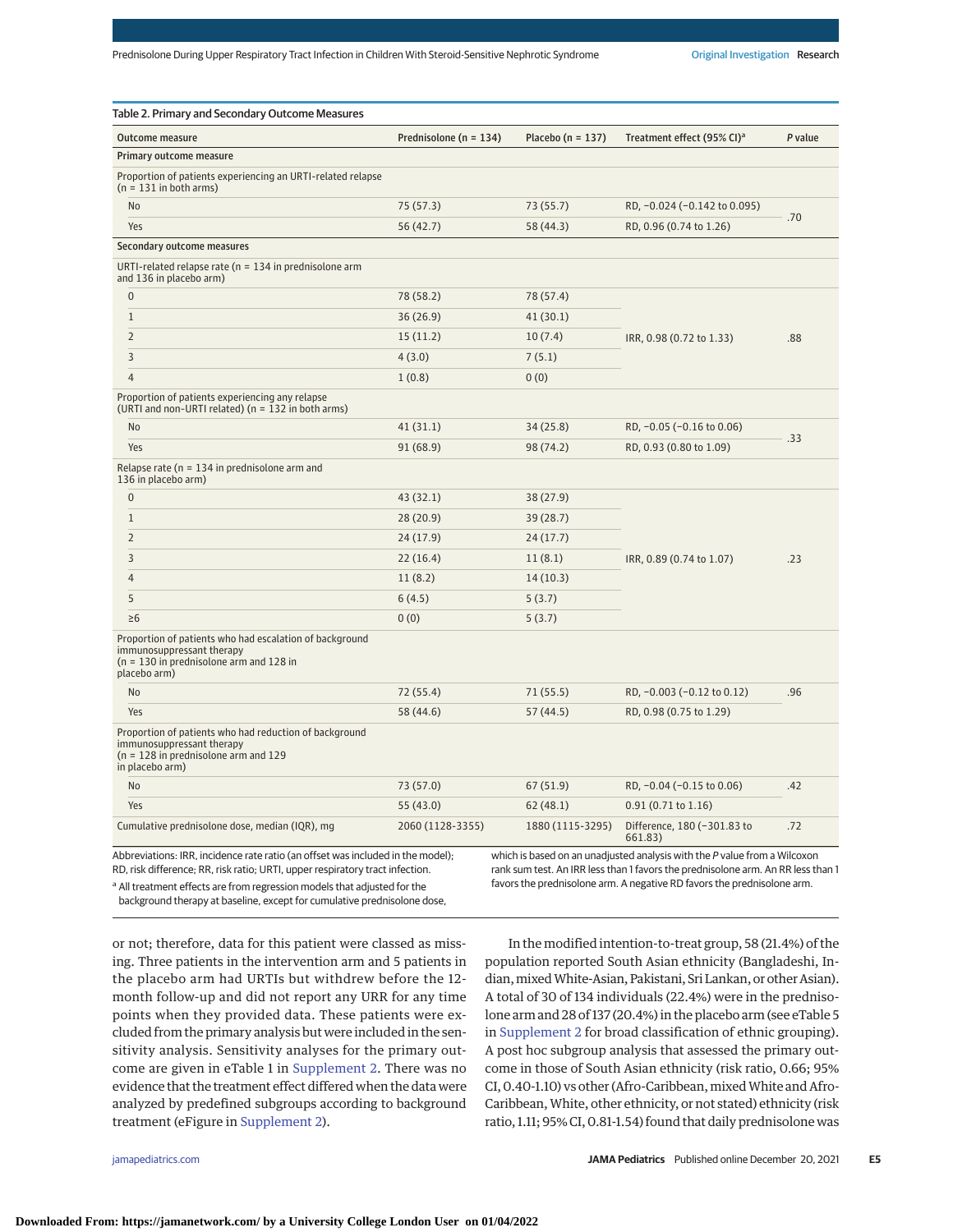Table 2. Primary and Secondary Outcome Measures

| Outcome measure | Prednisolone (n = 134) | Placebo (n = 137) | Treatment effect (95% CI)[a] | *P* value |
|---|---|---|---|---|
| **Primary outcome measure** | | | | |
| Proportion of patients experiencing an URTI-related relapse (n = 131 in both arms) | | | | |
| No | 75 (57.3) | 73 (55.7) | RD, −0.024 (−0.142 to 0.095) | .70 |
| Yes | 56 (42.7) | 58 (44.3) | RD, 0.96 (0.74 to 1.26) | |
| **Secondary outcome measures** | | | | |
| URTI-related relapse rate (n = 134 in prednisolone arm and 136 in placebo arm) | | | | |
| 0 | 78 (58.2) | 78 (57.4) | IRR, 0.98 (0.72 to 1.33) | .88 |
| 1 | 36 (26.9) | 41 (30.1) | | |
| 2 | 15 (11.2) | 10 (7.4) | | |
| 3 | 4 (3.0) | 7 (5.1) | | |
| 4 | 1 (0.8) | 0 (0) | | |
| Proportion of patients experiencing any relapse (URTI and non-URTI related) (n = 132 in both arms) | | | | |
| No | 41 (31.1) | 34 (25.8) | RD, −0.05 (−0.16 to 0.06) | .33 |
| Yes | 91 (68.9) | 98 (74.2) | RD, 0.93 (0.80 to 1.09) | |
| Relapse rate (n = 134 in prednisolone arm and 136 in placebo arm) | | | | |
| 0 | 43 (32.1) | 38 (27.9) | IRR, 0.89 (0.74 to 1.07) | .23 |
| 1 | 28 (20.9) | 39 (28.7) | | |
| 2 | 24 (17.9) | 24 (17.7) | | |
| 3 | 22 (16.4) | 11 (8.1) | | |
| 4 | 11 (8.2) | 14 (10.3) | | |
| 5 | 6 (4.5) | 5 (3.7) | | |
| ≥6 | 0 (0) | 5 (3.7) | | |
| Proportion of patients who had escalation of background immunosuppressant therapy (n = 130 in prednisolone arm and 128 in placebo arm) | | | | |
| No | 72 (55.4) | 71 (55.5) | RD, −0.003 (−0.12 to 0.12) | .96 |
| Yes | 58 (44.6) | 57 (44.5) | RD, 0.98 (0.75 to 1.29) | |
| Proportion of patients who had reduction of background immunosuppressant therapy (n = 128 in prednisolone arm and 129 in placebo arm) | | | | |
| No | 73 (57.0) | 67 (51.9) | RD, −0.04 (−0.15 to 0.06) | .42 |
| Yes | 55 (43.0) | 62 (48.1) | 0.91 (0.71 to 1.16) | |
| Cumulative prednisolone dose, median (IQR), mg | 2060 (1128-3355) | 1880 (1115-3295) | Difference, 180 (−301.83 to 661.83) | .72 |

Abbreviations: IRR, incidence rate ratio (an offset was included in the model); RD, risk difference; RR, risk ratio; URTI, upper respiratory tract infection.

[a] All treatment effects are from regression models that adjusted for the background therapy at baseline, except for cumulative prednisolone dose, which is based on an unadjusted analysis with the *P* value from a Wilcoxon rank sum test. An IRR less than 1 favors the prednisolone arm. An RR less than 1 favors the prednisolone arm. A negative RD favors the prednisolone arm.

or not; therefore, data for this patient were classed as missing. Three patients in the intervention arm and 5 patients in the placebo arm had URTIs but withdrew before the 12-month follow-up and did not report any URR for any time points when they provided data. These patients were excluded from the primary analysis but were included in the sensitivity analysis. Sensitivity analyses for the primary outcome are given in eTable 1 in Supplement 2. There was no evidence that the treatment effect differed when the data were analyzed by predefined subgroups according to background treatment (eFigure in Supplement 2).

In the modified intention-to-treat group, 58 (21.4%) of the population reported South Asian ethnicity (Bangladeshi, Indian, mixed White-Asian, Pakistani, Sri Lankan, or other Asian). A total of 30 of 134 individuals (22.4%) were in the prednisolone arm and 28 of 137 (20.4%) in the placebo arm (see eTable 5 in Supplement 2 for broad classification of ethnic grouping). A post hoc subgroup analysis that assessed the primary outcome in those of South Asian ethnicity (risk ratio, 0.66; 95% CI, 0.40-1.10) vs other (Afro-Caribbean, mixed White and Afro-Caribbean, White, other ethnicity, or not stated) ethnicity (risk ratio, 1.11; 95% CI, 0.81-1.54) found that daily prednisolone was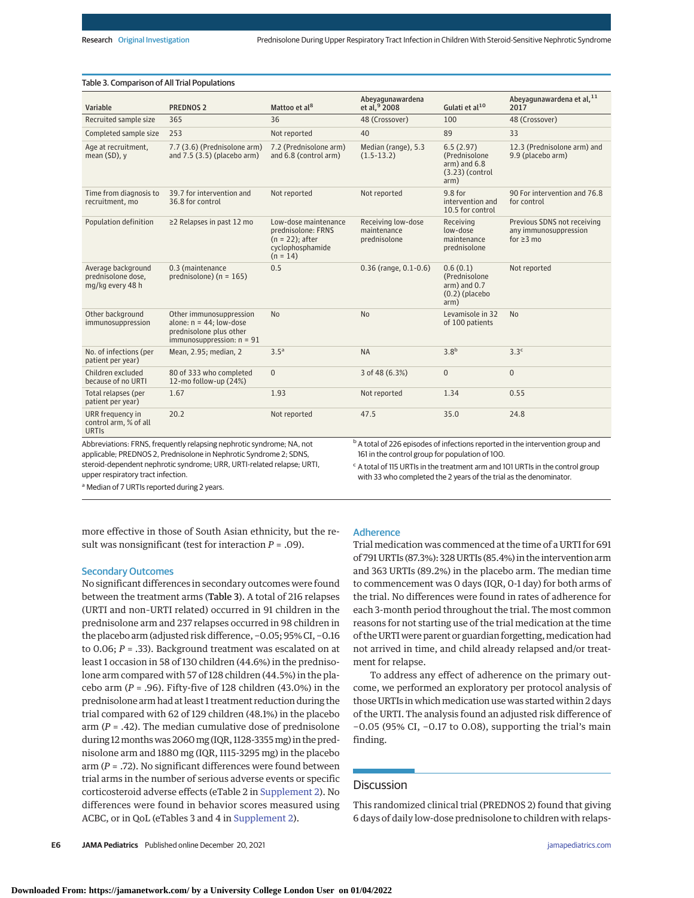Table 3. Comparison of All Trial Populations

| Variable | PREDNOS 2 | Mattoo et al[8] | Abeyagunawardena et al,[9] 2008 | Gulati et al[10] | Abeyagunawardena et al,[11] 2017 |
|---|---|---|---|---|---|
| Recruited sample size | 365 | 36 | 48 (Crossover) | 100 | 48 (Crossover) |
| Completed sample size | 253 | Not reported | 40 | 89 | 33 |
| Age at recruitment, mean (SD), y | 7.7 (3.6) (Prednisolone arm) and 7.5 (3.5) (placebo arm) | 7.2 (Prednisolone arm) and 6.8 (control arm) | Median (range), 5.3 (1.5-13.2) | 6.5 (2.97) (Prednisolone arm) and 6.8 (3.23) (control arm) | 12.3 (Prednisolone arm) and 9.9 (placebo arm) |
| Time from diagnosis to recruitment, mo | 39.7 for intervention and 36.8 for control | Not reported | Not reported | 9.8 for intervention and 10.5 for control | 90 For intervention and 76.8 for control |
| Population definition | ≥2 Relapses in past 12 mo | Low-dose maintenance prednisolone: FRNS (n = 22); after cyclophosphamide (n = 14) | Receiving low-dose maintenance prednisolone | Receiving low-dose maintenance prednisolone | Previous SDNS not receiving any immunosuppression for ≥3 mo |
| Average background prednisolone dose, mg/kg every 48 h | 0.3 (maintenance prednisolone) (n = 165) | 0.5 | 0.36 (range, 0.1-0.6) | 0.6 (0.1) (Prednisolone arm) and 0.7 (0.2) (placebo arm) | Not reported |
| Other background immunosuppression | Other immunosuppression alone: n = 44; low-dose prednisolone plus other immunosuppression: n = 91 | No | No | Levamisole in 32 of 100 patients | No |
| No. of infections (per patient per year) | Mean, 2.95; median, 2 | 3.5[a] | NA | 3.8[b] | 3.3[c] |
| Children excluded because of no URTI | 80 of 333 who completed 12-mo follow-up (24%) | 0 | 3 of 48 (6.3%) | 0 | 0 |
| Total relapses (per patient per year) | 1.67 | 1.93 | Not reported | 1.34 | 0.55 |
| URR frequency in control arm, % of all URTIs | 20.2 | Not reported | 47.5 | 35.0 | 24.8 |

Abbreviations: FRNS, frequently relapsing nephrotic syndrome; NA, not applicable; PREDNOS 2, Prednisolone in Nephrotic Syndrome 2; SDNS, steroid-dependent nephrotic syndrome; URR, URTI-related relapse; URTI, upper respiratory tract infection.

[a] Median of 7 URTIs reported during 2 years.

[b] A total of 226 episodes of infections reported in the intervention group and 161 in the control group for population of 100.

[c] A total of 115 URTIs in the treatment arm and 101 URTIs in the control group with 33 who completed the 2 years of the trial as the denominator.

more effective in those of South Asian ethnicity, but the result was nonsignificant (test for interaction $P = .09$).

### Secondary Outcomes

No significant differences in secondary outcomes were found between the treatment arms (**Table 3**). A total of 216 relapses (URTI and non-URTI related) occurred in 91 children in the prednisolone arm and 237 relapses occurred in 98 children in the placebo arm (adjusted risk difference, −0.05; 95% CI, −0.16 to 0.06; $P = .33$). Background treatment was escalated on at least 1 occasion in 58 of 130 children (44.6%) in the prednisolone arm compared with 57 of 128 children (44.5%) in the placebo arm ($P = .96$). Fifty-five of 128 children (43.0%) in the prednisolone arm had at least 1 treatment reduction during the trial compared with 62 of 129 children (48.1%) in the placebo arm ($P = .42$). The median cumulative dose of prednisolone during 12 months was 2060 mg (IQR, 1128-3355 mg) in the prednisolone arm and 1880 mg (IQR, 1115-3295 mg) in the placebo arm ($P = .72$). No significant differences were found between trial arms in the number of serious adverse events or specific corticosteroid adverse effects (eTable 2 in Supplement 2). No differences were found in behavior scores measured using ACBC, or in QoL (eTables 3 and 4 in Supplement 2).

### Adherence

Trial medication was commenced at the time of a URTI for 691 of 791 URTIs (87.3%): 328 URTIs (85.4%) in the intervention arm and 363 URTIs (89.2%) in the placebo arm. The median time to commencement was 0 days (IQR, 0-1 day) for both arms of the trial. No differences were found in rates of adherence for each 3-month period throughout the trial. The most common reasons for not starting use of the trial medication at the time of the URTI were parent or guardian forgetting, medication had not arrived in time, and child already relapsed and/or treatment for relapse.

To address any effect of adherence on the primary outcome, we performed an exploratory per protocol analysis of those URTIs in which medication use was started within 2 days of the URTI. The analysis found an adjusted risk difference of −0.05 (95% CI, −0.17 to 0.08), supporting the trial's main finding.

## Discussion

This randomized clinical trial (PREDNOS 2) found that giving 6 days of daily low-dose prednisolone to children with relaps-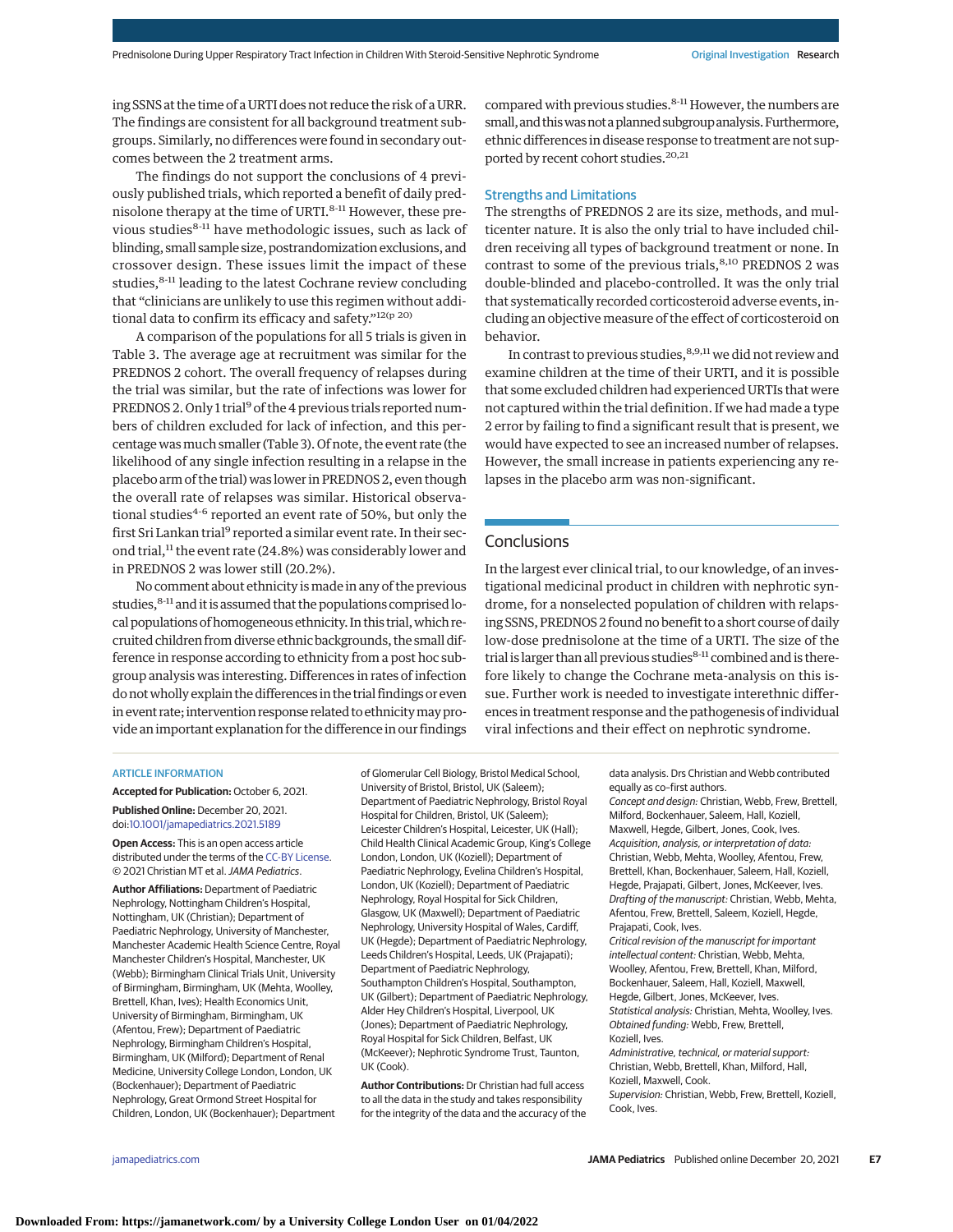ing SSNS at the time of a URTI does not reduce the risk of a URR. The findings are consistent for all background treatment subgroups. Similarly, no differences were found in secondary outcomes between the 2 treatment arms.

The findings do not support the conclusions of 4 previously published trials, which reported a benefit of daily prednisolone therapy at the time of URTI.[8-11] However, these previous studies[8-11] have methodologic issues, such as lack of blinding, small sample size, postrandomization exclusions, and crossover design. These issues limit the impact of these studies,[8-11] leading to the latest Cochrane review concluding that "clinicians are unlikely to use this regimen without additional data to confirm its efficacy and safety."[12(p 20)]

A comparison of the populations for all 5 trials is given in Table 3. The average age at recruitment was similar for the PREDNOS 2 cohort. The overall frequency of relapses during the trial was similar, but the rate of infections was lower for PREDNOS 2. Only 1 trial[9] of the 4 previous trials reported numbers of children excluded for lack of infection, and this percentage was much smaller (Table 3). Of note, the event rate (the likelihood of any single infection resulting in a relapse in the placebo arm of the trial) was lower in PREDNOS 2, even though the overall rate of relapses was similar. Historical observational studies[4-6] reported an event rate of 50%, but only the first Sri Lankan trial[9] reported a similar event rate. In their second trial,[11] the event rate (24.8%) was considerably lower and in PREDNOS 2 was lower still (20.2%).

No comment about ethnicity is made in any of the previous studies,[8-11] and it is assumed that the populations comprised local populations of homogeneous ethnicity. In this trial, which recruited children from diverse ethnic backgrounds, the small difference in response according to ethnicity from a post hoc subgroup analysis was interesting. Differences in rates of infection do not wholly explain the differences in the trial findings or even in event rate; intervention response related to ethnicity may provide an important explanation for the difference in our findings compared with previous studies.[8-11] However, the numbers are small, and this was not a planned subgroup analysis. Furthermore, ethnic differences in disease response to treatment are not supported by recent cohort studies.[20,21]

## Strengths and Limitations

The strengths of PREDNOS 2 are its size, methods, and multicenter nature. It is also the only trial to have included children receiving all types of background treatment or none. In contrast to some of the previous trials,[8,10] PREDNOS 2 was double-blinded and placebo-controlled. It was the only trial that systematically recorded corticosteroid adverse events, including an objective measure of the effect of corticosteroid on behavior.

In contrast to previous studies,[8,9,11] we did not review and examine children at the time of their URTI, and it is possible that some excluded children had experienced URTIs that were not captured within the trial definition. If we had made a type 2 error by failing to find a significant result that is present, we would have expected to see an increased number of relapses. However, the small increase in patients experiencing any relapses in the placebo arm was non-significant.

## Conclusions

In the largest ever clinical trial, to our knowledge, of an investigational medicinal product in children with nephrotic syndrome, for a nonselected population of children with relapsing SSNS, PREDNOS 2 found no benefit to a short course of daily low-dose prednisolone at the time of a URTI. The size of the trial is larger than all previous studies[8-11] combined and is therefore likely to change the Cochrane meta-analysis on this issue. Further work is needed to investigate interethnic differences in treatment response and the pathogenesis of individual viral infections and their effect on nephrotic syndrome.

### ARTICLE INFORMATION

**Accepted for Publication:** October 6, 2021.

**Published Online:** December 20, 2021. doi:10.1001/jamapediatrics.2021.5189

**Open Access:** This is an open access article distributed under the terms of the CC-BY License. © 2021 Christian MT et al. *JAMA Pediatrics*.

**Author Affiliations:** Department of Paediatric Nephrology, Nottingham Children's Hospital, Nottingham, UK (Christian); Department of Paediatric Nephrology, University of Manchester, Manchester Academic Health Science Centre, Royal Manchester Children's Hospital, Manchester, UK (Webb); Birmingham Clinical Trials Unit, University of Birmingham, Birmingham, UK (Mehta, Woolley, Brettell, Khan, Ives); Health Economics Unit, University of Birmingham, Birmingham, UK (Afentou, Frew); Department of Paediatric Nephrology, Birmingham Children's Hospital, Birmingham, UK (Milford); Department of Renal Medicine, University College London, London, UK (Bockenhauer); Department of Paediatric Nephrology, Great Ormond Street Hospital for Children, London, UK (Bockenhauer); Department of Glomerular Cell Biology, Bristol Medical School, University of Bristol, Bristol, UK (Saleem); Department of Paediatric Nephrology, Bristol Royal Hospital for Children, Bristol, UK (Saleem); Leicester Children's Hospital, Leicester, UK (Hall); Child Health Clinical Academic Group, King's College London, London, UK (Koziell); Department of Paediatric Nephrology, Evelina Children's Hospital, London, UK (Koziell); Department of Paediatric Nephrology, Royal Hospital for Sick Children, Glasgow, UK (Maxwell); Department of Paediatric Nephrology, University Hospital of Wales, Cardiff, UK (Hegde); Department of Paediatric Nephrology, Leeds Children's Hospital, Leeds, UK (Prajapati); Department of Paediatric Nephrology, Southampton Children's Hospital, Southampton, UK (Gilbert); Department of Paediatric Nephrology, Alder Hey Children's Hospital, Liverpool, UK (Jones); Department of Paediatric Nephrology, Royal Hospital for Sick Children, Belfast, UK (McKeever); Nephrotic Syndrome Trust, Taunton, UK (Cook).

**Author Contributions:** Dr Christian had full access to all the data in the study and takes responsibility for the integrity of the data and the accuracy of the data analysis. Drs Christian and Webb contributed equally as co–first authors.

*Concept and design:* Christian, Webb, Frew, Brettell, Milford, Bockenhauer, Saleem, Hall, Koziell, Maxwell, Hegde, Gilbert, Jones, Cook, Ives.

*Acquisition, analysis, or interpretation of data:* Christian, Webb, Mehta, Woolley, Afentou, Frew, Brettell, Khan, Bockenhauer, Saleem, Hall, Koziell, Hegde, Prajapati, Gilbert, Jones, McKeever, Ives.

*Drafting of the manuscript:* Christian, Webb, Mehta, Afentou, Frew, Brettell, Saleem, Koziell, Hegde, Prajapati, Cook, Ives.

*Critical revision of the manuscript for important intellectual content:* Christian, Webb, Mehta, Woolley, Afentou, Frew, Brettell, Khan, Milford, Bockenhauer, Saleem, Hall, Koziell, Maxwell, Hegde, Gilbert, Jones, McKeever, Ives.

*Statistical analysis:* Christian, Mehta, Woolley, Ives.

*Obtained funding:* Webb, Frew, Brettell, Koziell, Ives.

*Administrative, technical, or material support:* Christian, Webb, Brettell, Khan, Milford, Hall, Koziell, Maxwell, Cook.

*Supervision:* Christian, Webb, Frew, Brettell, Koziell, Cook, Ives.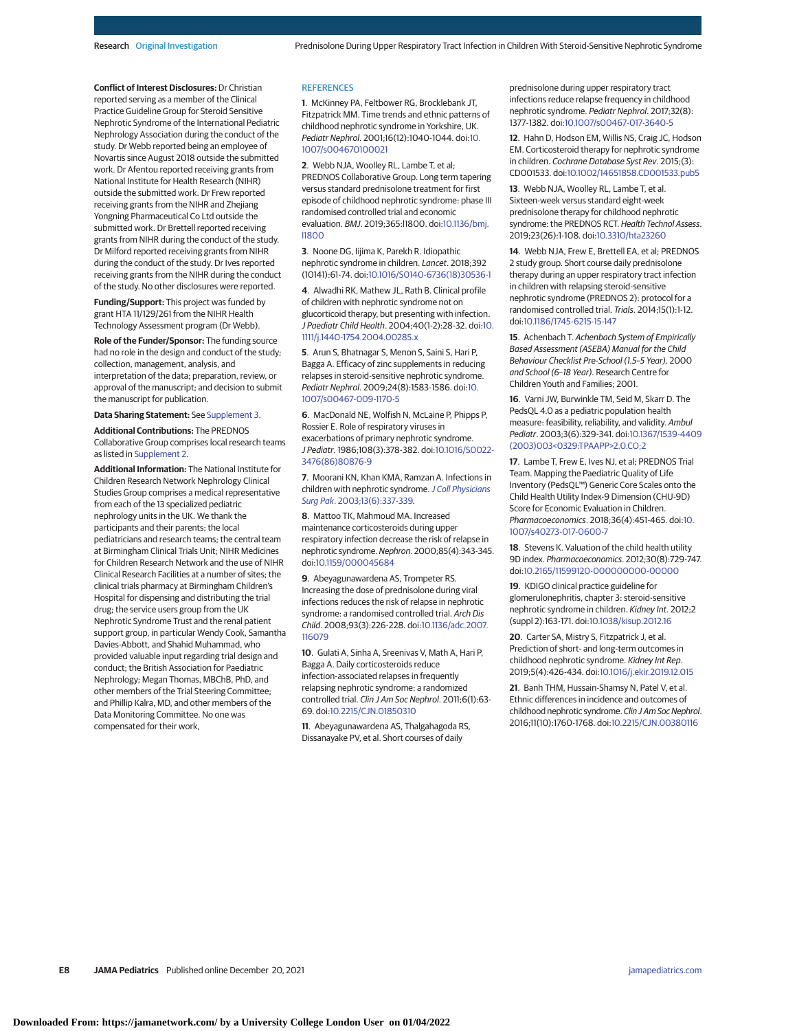**Conflict of Interest Disclosures:** Dr Christian reported serving as a member of the Clinical Practice Guideline Group for Steroid Sensitive Nephrotic Syndrome of the International Pediatric Nephrology Association during the conduct of the study. Dr Webb reported being an employee of Novartis since August 2018 outside the submitted work. Dr Afentou reported receiving grants from National Institute for Health Research (NIHR) outside the submitted work. Dr Frew reported receiving grants from the NIHR and Zhejiang Yongning Pharmaceutical Co Ltd outside the submitted work. Dr Brettell reported receiving grants from NIHR during the conduct of the study. Dr Milford reported receiving grants from NIHR during the conduct of the study. Dr Ives reported receiving grants from the NIHR during the conduct of the study. No other disclosures were reported.

**Funding/Support:** This project was funded by grant HTA 11/129/261 from the NIHR Health Technology Assessment program (Dr Webb).

**Role of the Funder/Sponsor:** The funding source had no role in the design and conduct of the study; collection, management, analysis, and interpretation of the data; preparation, review, or approval of the manuscript; and decision to submit the manuscript for publication.

**Data Sharing Statement:** See Supplement 3.

**Additional Contributions:** The PREDNOS Collaborative Group comprises local research teams as listed in Supplement 2.

**Additional Information:** The National Institute for Children Research Network Nephrology Clinical Studies Group comprises a medical representative from each of the 13 specialized pediatric nephrology units in the UK. We thank the participants and their parents; the local pediatricians and research teams; the central team at Birmingham Clinical Trials Unit; NIHR Medicines for Children Research Network and the use of NIHR Clinical Research Facilities at a number of sites; the clinical trials pharmacy at Birmingham Children's Hospital for dispensing and distributing the trial drug; the service users group from the UK Nephrotic Syndrome Trust and the renal patient support group, in particular Wendy Cook, Samantha Davies-Abbott, and Shahid Muhammad, who provided valuable input regarding trial design and conduct; the British Association for Paediatric Nephrology; Megan Thomas, MBChB, PhD, and other members of the Trial Steering Committee; and Phillip Kalra, MD, and other members of the Data Monitoring Committee. No one was compensated for their work,

## REFERENCES

1. McKinney PA, Feltbower RG, Brocklebank JT, Fitzpatrick MM. Time trends and ethnic patterns of childhood nephrotic syndrome in Yorkshire, UK. *Pediatr Nephrol*. 2001;16(12):1040-1044. doi:10.1007/s004670100021

2. Webb NJA, Woolley RL, Lambe T, et al; PREDNOS Collaborative Group. Long term tapering versus standard prednisolone treatment for first episode of childhood nephrotic syndrome: phase III randomised controlled trial and economic evaluation. *BMJ*. 2019;365:l1800. doi:10.1136/bmj.l1800

3. Noone DG, Iijima K, Parekh R. Idiopathic nephrotic syndrome in children. *Lancet*. 2018;392(10141):61-74. doi:10.1016/S0140-6736(18)30536-1

4. Alwadhi RK, Mathew JL, Rath B. Clinical profile of children with nephrotic syndrome not on glucorticoid therapy, but presenting with infection. *J Paediatr Child Health*. 2004;40(1-2):28-32. doi:10.1111/j.1440-1754.2004.00285.x

5. Arun S, Bhatnagar S, Menon S, Saini S, Hari P, Bagga A. Efficacy of zinc supplements in reducing relapses in steroid-sensitive nephrotic syndrome. *Pediatr Nephrol*. 2009;24(8):1583-1586. doi:10.1007/s00467-009-1170-5

6. MacDonald NE, Wolfish N, McLaine P, Phipps P, Rossier E. Role of respiratory viruses in exacerbations of primary nephrotic syndrome. *J Pediatr*. 1986;108(3):378-382. doi:10.1016/S0022-3476(86)80876-9

7. Moorani KN, Khan KMA, Ramzan A. Infections in children with nephrotic syndrome. *J Coll Physicians Surg Pak*. 2003;13(6):337-339.

8. Mattoo TK, Mahmoud MA. Increased maintenance corticosteroids during upper respiratory infection decrease the risk of relapse in nephrotic syndrome. *Nephron*. 2000;85(4):343-345. doi:10.1159/000045684

9. Abeyagunawardena AS, Trompeter RS. Increasing the dose of prednisolone during viral infections reduces the risk of relapse in nephrotic syndrome: a randomised controlled trial. *Arch Dis Child*. 2008;93(3):226-228. doi:10.1136/adc.2007.116079

10. Gulati A, Sinha A, Sreenivas V, Math A, Hari P, Bagga A. Daily corticosteroids reduce infection-associated relapses in frequently relapsing nephrotic syndrome: a randomized controlled trial. *Clin J Am Soc Nephrol*. 2011;6(1):63-69. doi:10.2215/CJN.01850310

11. Abeyagunawardena AS, Thalgahagoda RS, Dissanayake PV, et al. Short courses of daily prednisolone during upper respiratory tract infections reduce relapse frequency in childhood nephrotic syndrome. *Pediatr Nephrol*. 2017;32(8):1377-1382. doi:10.1007/s00467-017-3640-5

12. Hahn D, Hodson EM, Willis NS, Craig JC, Hodson EM. Corticosteroid therapy for nephrotic syndrome in children. *Cochrane Database Syst Rev*. 2015;(3):CD001533. doi:10.1002/14651858.CD001533.pub5

13. Webb NJA, Woolley RL, Lambe T, et al. Sixteen-week versus standard eight-week prednisolone therapy for childhood nephrotic syndrome: the PREDNOS RCT. *Health Technol Assess*. 2019;23(26):1-108. doi:10.3310/hta23260

14. Webb NJA, Frew E, Brettell EA, et al; PREDNOS 2 study group. Short course daily prednisolone therapy during an upper respiratory tract infection in children with relapsing steroid-sensitive nephrotic syndrome (PREDNOS 2): protocol for a randomised controlled trial. *Trials*. 2014;15(1):1-12. doi:10.1186/1745-6215-15-147

15. Achenbach T. *Achenbach System of Empirically Based Assessment (ASEBA) Manual for the Child Behaviour Checklist Pre-School (1.5–5 Year), 2000 and School (6–18 Year)*. Research Centre for Children Youth and Families; 2001.

16. Varni JW, Burwinkle TM, Seid M, Skarr D. The PedsQL 4.0 as a pediatric population health measure: feasibility, reliability, and validity. *Ambul Pediatr*. 2003;3(6):329-341. doi:10.1367/1539-4409(2003)003<0329:TPAAPP>2.0.CO;2

17. Lambe T, Frew E, Ives NJ, et al; PREDNOS Trial Team. Mapping the Paediatric Quality of Life Inventory (PedsQL™) Generic Core Scales onto the Child Health Utility Index-9 Dimension (CHU-9D) Score for Economic Evaluation in Children. *Pharmacoeconomics*. 2018;36(4):451-465. doi:10.1007/s40273-017-0600-7

18. Stevens K. Valuation of the child health utility 9D index. *Pharmacoeconomics*. 2012;30(8):729-747. doi:10.2165/11599120-000000000-00000

19. KDIGO clinical practice guideline for glomerulonephritis, chapter 3: steroid-sensitive nephrotic syndrome in children. *Kidney Int*. 2012;2 (suppl 2):163-171. doi:10.1038/kisup.2012.16

20. Carter SA, Mistry S, Fitzpatrick J, et al. Prediction of short- and long-term outcomes in childhood nephrotic syndrome. *Kidney Int Rep*. 2019;5(4):426-434. doi:10.1016/j.ekir.2019.12.015

21. Banh THM, Hussain-Shamsy N, Patel V, et al. Ethnic differences in incidence and outcomes of childhood nephrotic syndrome. *Clin J Am Soc Nephrol*. 2016;11(10):1760-1768. doi:10.2215/CJN.00380116